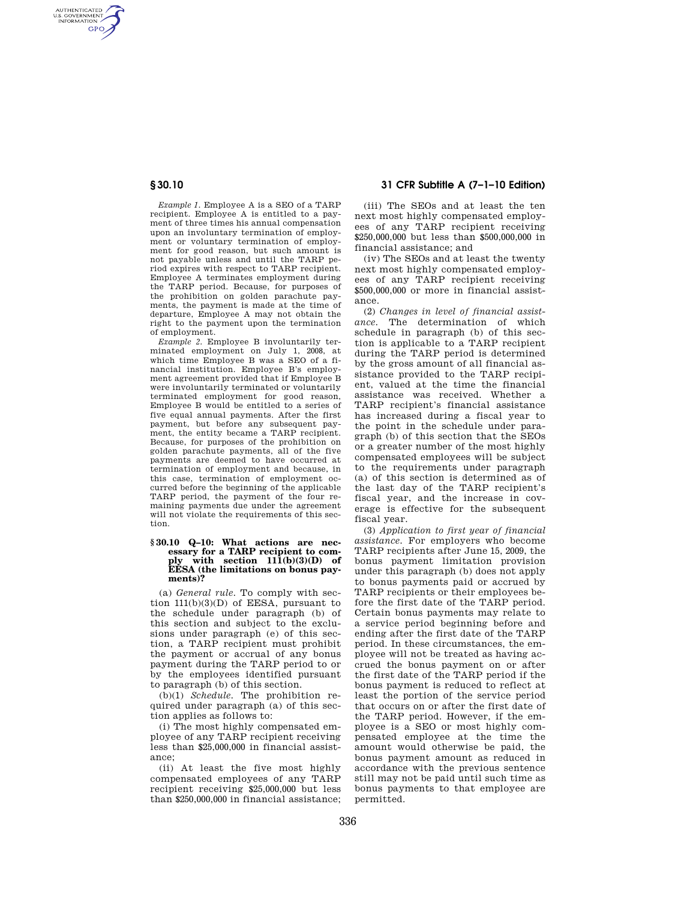*Example 1.* Employee A is a SEO of a TARP recipient. Employee A is entitled to a payment of three times his annual compensation upon an involuntary termination of employment or voluntary termination of employment for good reason, but such amount is not payable unless and until the TARP period expires with respect to TARP recipient. Employee A terminates employment during the TARP period. Because, for purposes of the prohibition on golden parachute payments, the payment is made at the time of departure, Employee A may not obtain the right to the payment upon the termination of employment.

*Example 2.* Employee B involuntarily terminated employment on July 1, 2008, at which time Employee B was a SEO of a financial institution. Employee B's employment agreement provided that if Employee B were involuntarily terminated or voluntarily terminated employment for good reason, Employee B would be entitled to a series of five equal annual payments. After the first payment, but before any subsequent payment, the entity became a TARP recipient. Because, for purposes of the prohibition on golden parachute payments, all of the five payments are deemed to have occurred at termination of employment and because, in this case, termination of employment occurred before the beginning of the applicable TARP period, the payment of the four remaining payments due under the agreement will not violate the requirements of this section.

### § 30.10 Q–10: What actions are necessary for a TARP recipient to comply with section 111(b)(3)(D) of EESA (the limitations on bonus payments)?

(a) *General rule.* To comply with section 111(b)(3)(D) of EESA, pursuant to the schedule under paragraph (b) of this section and subject to the exclusions under paragraph (e) of this section, a TARP recipient must prohibit the payment or accrual of any bonus payment during the TARP period to or by the employees identified pursuant to paragraph (b) of this section.

(b)(1) *Schedule.* The prohibition required under paragraph (a) of this section applies as follows to:

(i) The most highly compensated employee of any TARP recipient receiving less than $25,000,000 in financial assistance;

(ii) At least the five most highly compensated employees of any TARP recipient receiving $25,000,000 but less than $250,000,000 in financial assistance;

(iii) The SEOs and at least the ten next most highly compensated employees of any TARP recipient receiving $250,000,000 but less than $500,000,000 in financial assistance; and

(iv) The SEOs and at least the twenty next most highly compensated employees of any TARP recipient receiving $500,000,000 or more in financial assistance.

(2) *Changes in level of financial assistance.* The determination of which schedule in paragraph (b) of this section is applicable to a TARP recipient during the TARP period is determined by the gross amount of all financial assistance provided to the TARP recipient, valued at the time the financial assistance was received. Whether a TARP recipient's financial assistance has increased during a fiscal year to the point in the schedule under paragraph (b) of this section that the SEOs or a greater number of the most highly compensated employees will be subject to the requirements under paragraph (a) of this section is determined as of the last day of the TARP recipient's fiscal year, and the increase in coverage is effective for the subsequent fiscal year.

(3) *Application to first year of financial assistance.* For employers who become TARP recipients after June 15, 2009, the bonus payment limitation provision under this paragraph (b) does not apply to bonus payments paid or accrued by TARP recipients or their employees before the first date of the TARP period. Certain bonus payments may relate to a service period beginning before and ending after the first date of the TARP period. In these circumstances, the employee will not be treated as having accrued the bonus payment on or after the first date of the TARP period if the bonus payment is reduced to reflect at least the portion of the service period that occurs on or after the first date of the TARP period. However, if the employee is a SEO or most highly compensated employee at the time the amount would otherwise be paid, the bonus payment amount as reduced in accordance with the previous sentence still may not be paid until such time as bonus payments to that employee are permitted.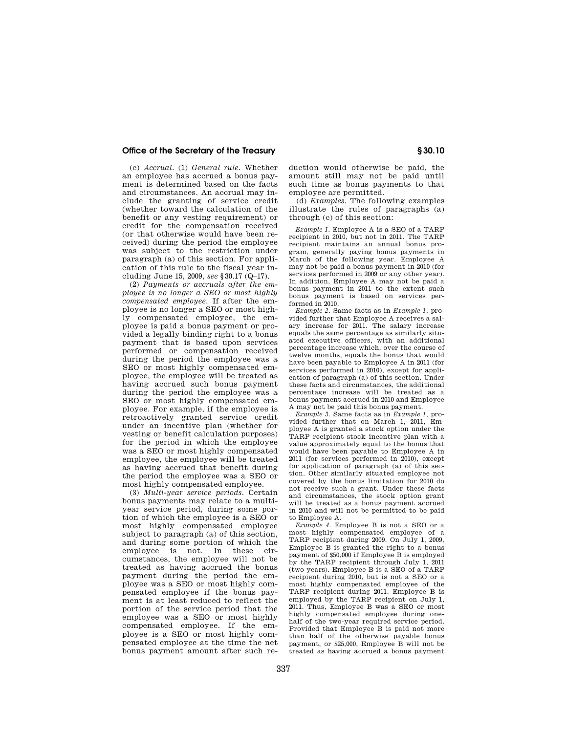(c) *Accrual*. (1) *General rule*. Whether an employee has accrued a bonus payment is determined based on the facts and circumstances. An accrual may include the granting of service credit (whether toward the calculation of the benefit or any vesting requirement) or credit for the compensation received (or that otherwise would have been received) during the period the employee was subject to the restriction under paragraph (a) of this section. For application of this rule to the fiscal year including June 15, 2009, *see* §30.17 (Q–17).

(2) *Payments or accruals after the employee is no longer a SEO or most highly compensated employee*. If after the employee is no longer a SEO or most highly compensated employee, the employee is paid a bonus payment or provided a legally binding right to a bonus payment that is based upon services performed or compensation received during the period the employee was a SEO or most highly compensated employee, the employee will be treated as having accrued such bonus payment during the period the employee was a SEO or most highly compensated employee. For example, if the employee is retroactively granted service credit under an incentive plan (whether for vesting or benefit calculation purposes) for the period in which the employee was a SEO or most highly compensated employee, the employee will be treated as having accrued that benefit during the period the employee was a SEO or most highly compensated employee.

(3) *Multi-year service periods*. Certain bonus payments may relate to a multi-year service period, during some portion of which the employee is a SEO or most highly compensated employee subject to paragraph (a) of this section, and during some portion of which the employee is not. In these circumstances, the employee will not be treated as having accrued the bonus payment during the period the employee was a SEO or most highly compensated employee if the bonus payment is at least reduced to reflect the portion of the service period that the employee was a SEO or most highly compensated employee. If the employee is a SEO or most highly compensated employee at the time the net bonus payment amount after such reduction would otherwise be paid, the amount still may not be paid until such time as bonus payments to that employee are permitted.

(d) *Examples*. The following examples illustrate the rules of paragraphs (a) through (c) of this section:

*Example 1*. Employee A is a SEO of a TARP recipient in 2010, but not in 2011. The TARP recipient maintains an annual bonus program, generally paying bonus payments in March of the following year. Employee A may not be paid a bonus payment in 2010 (for services performed in 2009 or any other year). In addition, Employee A may not be paid a bonus payment in 2011 to the extent such bonus payment is based on services performed in 2010.

*Example 2*. Same facts as in *Example 1*, provided further that Employee A receives a salary increase for 2011. The salary increase equals the same percentage as similarly situated executive officers, with an additional percentage increase which, over the course of twelve months, equals the bonus that would have been payable to Employee A in 2011 (for services performed in 2010), except for application of paragraph (a) of this section. Under these facts and circumstances, the additional percentage increase will be treated as a bonus payment accrued in 2010 and Employee A may not be paid this bonus payment.

*Example 3*. Same facts as in *Example 1*, provided further that on March 1, 2011, Employee A is granted a stock option under the TARP recipient stock incentive plan with a value approximately equal to the bonus that would have been payable to Employee A in 2011 (for services performed in 2010), except for application of paragraph (a) of this section. Other similarly situated employee not covered by the bonus limitation for 2010 do not receive such a grant. Under these facts and circumstances, the stock option grant will be treated as a bonus payment accrued in 2010 and will not be permitted to be paid to Employee A.

*Example 4*. Employee B is not a SEO or a most highly compensated employee of a TARP recipient during 2009. On July 1, 2009, Employee B is granted the right to a bonus payment of $50,000 if Employee B is employed by the TARP recipient through July 1, 2011 (two years). Employee B is a SEO of a TARP recipient during 2010, but is not a SEO or a most highly compensated employee of the TARP recipient during 2011. Employee B is employed by the TARP recipient on July 1, 2011. Thus, Employee B was a SEO or most highly compensated employee during one-half of the two-year required service period. Provided that Employee B is paid not more than half of the otherwise payable bonus payment, or $25,000, Employee B will not be treated as having accrued a bonus payment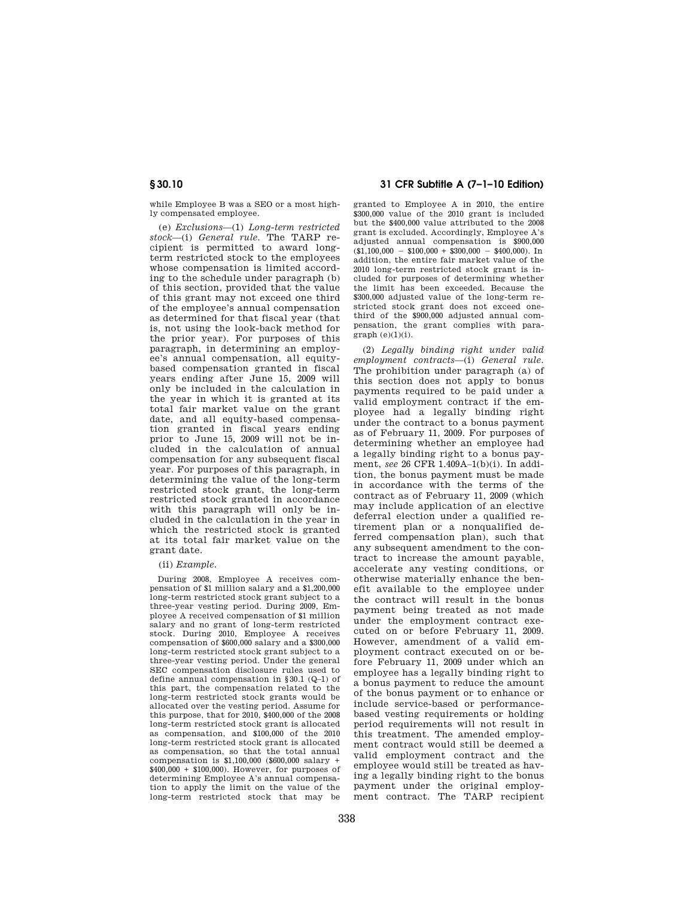while Employee B was a SEO or a most highly compensated employee.

(e) *Exclusions*—(1) *Long-term restricted stock*—(i) *General rule*. The TARP recipient is permitted to award long-term restricted stock to the employees whose compensation is limited according to the schedule under paragraph (b) of this section, provided that the value of this grant may not exceed one third of the employee's annual compensation as determined for that fiscal year (that is, not using the look-back method for the prior year). For purposes of this paragraph, in determining an employee's annual compensation, all equity-based compensation granted in fiscal years ending after June 15, 2009 will only be included in the calculation in the year in which it is granted at its total fair market value on the grant date, and all equity-based compensation granted in fiscal years ending prior to June 15, 2009 will not be included in the calculation of annual compensation for any subsequent fiscal year. For purposes of this paragraph, in determining the value of the long-term restricted stock grant, the long-term restricted stock granted in accordance with this paragraph will only be included in the calculation in the year in which the restricted stock is granted at its total fair market value on the grant date.

(ii) *Example*.

During 2008, Employee A receives compensation of $1 million salary and a $1,200,000 long-term restricted stock grant subject to a three-year vesting period. During 2009, Employee A received compensation of $1 million salary and no grant of long-term restricted stock. During 2010, Employee A receives compensation of $600,000 salary and a $300,000 long-term restricted stock grant subject to a three-year vesting period. Under the general SEC compensation disclosure rules used to define annual compensation in §30.1 (Q–1) of this part, the compensation related to the long-term restricted stock grants would be allocated over the vesting period. Assume for this purpose, that for 2010, $400,000 of the 2008 long-term restricted stock grant is allocated as compensation, and $100,000 of the 2010 long-term restricted stock grant is allocated as compensation, so that the total annual compensation is $1,100,000 ($600,000 salary + $400,000 + $100,000). However, for purposes of determining Employee A's annual compensation to apply the limit on the value of the long-term restricted stock that may be granted to Employee A in 2010, the entire $300,000 value of the 2010 grant is included but the $400,000 value attributed to the 2008 grant is excluded. Accordingly, Employee A's adjusted annual compensation is $900,000 ($1,100,000 − $100,000 + $300,000 − $400,000). In addition, the entire fair market value of the 2010 long-term restricted stock grant is included for purposes of determining whether the limit has been exceeded. Because the $300,000 adjusted value of the long-term restricted stock grant does not exceed one-third of the $900,000 adjusted annual compensation, the grant complies with paragraph (e)(1)(i).

(2) *Legally binding right under valid employment contracts*—(i) *General rule*. The prohibition under paragraph (a) of this section does not apply to bonus payments required to be paid under a valid employment contract if the employee had a legally binding right under the contract to a bonus payment as of February 11, 2009. For purposes of determining whether an employee had a legally binding right to a bonus payment, *see* 26 CFR 1.409A–1(b)(i). In addition, the bonus payment must be made in accordance with the terms of the contract as of February 11, 2009 (which may include application of an elective deferral election under a qualified retirement plan or a nonqualified deferred compensation plan), such that any subsequent amendment to the contract to increase the amount payable, accelerate any vesting conditions, or otherwise materially enhance the benefit available to the employee under the contract will result in the bonus payment being treated as not made under the employment contract executed on or before February 11, 2009. However, amendment of a valid employment contract executed on or before February 11, 2009 under which an employee has a legally binding right to a bonus payment to reduce the amount of the bonus payment or to enhance or include service-based or performance-based vesting requirements or holding period requirements will not result in this treatment. The amended employment contract would still be deemed a valid employment contract and the employee would still be treated as having a legally binding right to the bonus payment under the original employment contract. The TARP recipient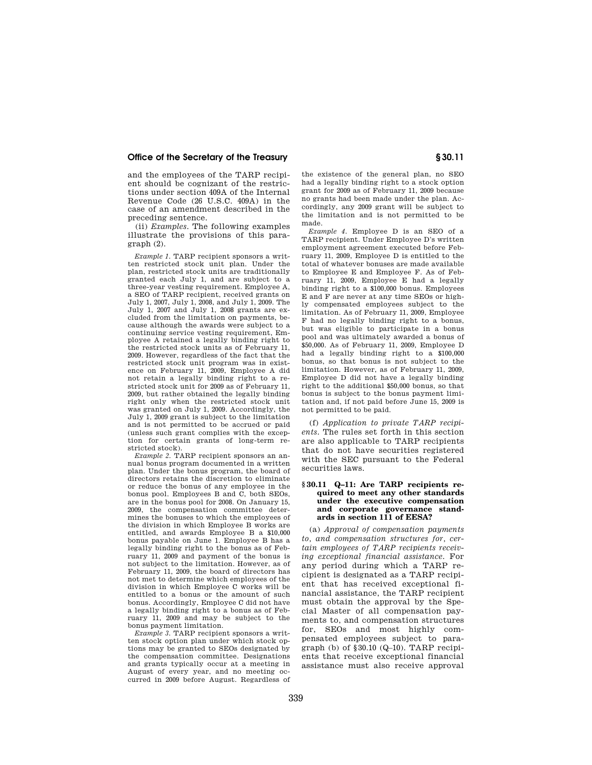and the employees of the TARP recipient should be cognizant of the restrictions under section 409A of the Internal Revenue Code (26 U.S.C. 409A) in the case of an amendment described in the preceding sentence.

(ii) *Examples.* The following examples illustrate the provisions of this paragraph (2).

*Example 1.* TARP recipient sponsors a written restricted stock unit plan. Under the plan, restricted stock units are traditionally granted each July 1, and are subject to a three-year vesting requirement. Employee A, a SEO of TARP recipient, received grants on July 1, 2007, July 1, 2008, and July 1, 2009. The July 1, 2007 and July 1, 2008 grants are excluded from the limitation on payments, because although the awards were subject to a continuing service vesting requirement, Employee A retained a legally binding right to the restricted stock units as of February 11, 2009. However, regardless of the fact that the restricted stock unit program was in existence on February 11, 2009, Employee A did not retain a legally binding right to a restricted stock unit for 2009 as of February 11, 2009, but rather obtained the legally binding right only when the restricted stock unit was granted on July 1, 2009. Accordingly, the July 1, 2009 grant is subject to the limitation and is not permitted to be accrued or paid (unless such grant complies with the exception for certain grants of long-term restricted stock).

*Example 2.* TARP recipient sponsors an annual bonus program documented in a written plan. Under the bonus program, the board of directors retains the discretion to eliminate or reduce the bonus of any employee in the bonus pool. Employees B and C, both SEOs, are in the bonus pool for 2008. On January 15, 2009, the compensation committee determines the bonuses to which the employees of the division in which Employee B works are entitled, and awards Employee B a $10,000 bonus payable on June 1. Employee B has a legally binding right to the bonus as of February 11, 2009 and payment of the bonus is not subject to the limitation. However, as of February 11, 2009, the board of directors has not met to determine which employees of the division in which Employee C works will be entitled to a bonus or the amount of such bonus. Accordingly, Employee C did not have a legally binding right to a bonus as of February 11, 2009 and may be subject to the bonus payment limitation.

*Example 3.* TARP recipient sponsors a written stock option plan under which stock options may be granted to SEOs designated by the compensation committee. Designations and grants typically occur at a meeting in August of every year, and no meeting occurred in 2009 before August. Regardless of the existence of the general plan, no SEO had a legally binding right to a stock option grant for 2009 as of February 11, 2009 because no grants had been made under the plan. Accordingly, any 2009 grant will be subject to the limitation and is not permitted to be made.

*Example 4.* Employee D is an SEO of a TARP recipient. Under Employee D's written employment agreement executed before February 11, 2009, Employee D is entitled to the total of whatever bonuses are made available to Employee E and Employee F. As of February 11, 2009, Employee E had a legally binding right to a $100,000 bonus. Employees E and F are never at any time SEOs or highly compensated employees subject to the limitation. As of February 11, 2009, Employee F had no legally binding right to a bonus, but was eligible to participate in a bonus pool and was ultimately awarded a bonus of $50,000. As of February 11, 2009, Employee D had a legally binding right to a $100,000 bonus, so that bonus is not subject to the limitation. However, as of February 11, 2009, Employee D did not have a legally binding right to the additional $50,000 bonus, so that bonus is subject to the bonus payment limitation and, if not paid before June 15, 2009 is not permitted to be paid.

(f) *Application to private TARP recipients.* The rules set forth in this section are also applicable to TARP recipients that do not have securities registered with the SEC pursuant to the Federal securities laws.

### § 30.11 Q–11: Are TARP recipients required to meet any other standards under the executive compensation and corporate governance standards in section 111 of EESA?

(a) *Approval of compensation payments to, and compensation structures for, certain employees of TARP recipients receiving exceptional financial assistance.* For any period during which a TARP recipient is designated as a TARP recipient that has received exceptional financial assistance, the TARP recipient must obtain the approval by the Special Master of all compensation payments to, and compensation structures for, SEOs and most highly compensated employees subject to paragraph (b) of §30.10 (Q–10). TARP recipients that receive exceptional financial assistance must also receive approval